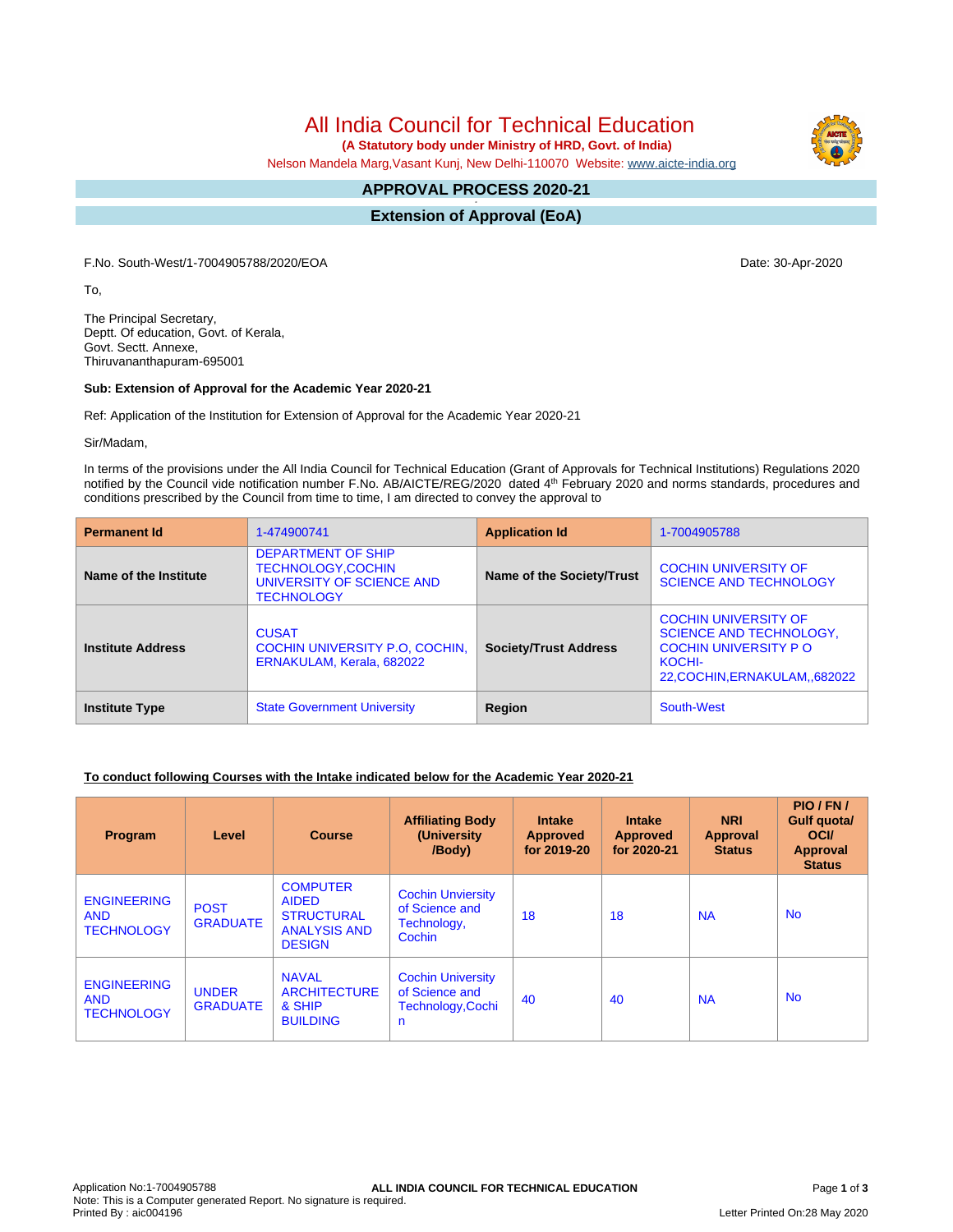# All India Council for Technical Education

**(A Statutory body under Ministry of HRD, Govt. of India)**

Nelson Mandela Marg,Vasant Kunj, New Delhi-110070 Website: www.aicte-india.org

## APPROVAL PROCESS 2020-21

## Extension of Approval (EoA)

F.No. South-West/1-7004905788/2020/EOA

Date: 30-Apr-2020

To,

The Principal Secretary,
Deptt. Of education, Govt. of Kerala,
Govt. Sectt. Annexe,
Thiruvananthapuram-695001

**Sub: Extension of Approval for the Academic Year 2020-21**

Ref: Application of the Institution for Extension of Approval for the Academic Year 2020-21

Sir/Madam,

In terms of the provisions under the All India Council for Technical Education (Grant of Approvals for Technical Institutions) Regulations 2020 notified by the Council vide notification number F.No. AB/AICTE/REG/2020 dated 4th February 2020 and norms standards, procedures and conditions prescribed by the Council from time to time, I am directed to convey the approval to

| **Permanent Id** | 1-474900741 | **Application Id** | 1-7004905788 |
|---|---|---|---|
| **Name of the Institute** | DEPARTMENT OF SHIP TECHNOLOGY,COCHIN UNIVERSITY OF SCIENCE AND TECHNOLOGY | **Name of the Society/Trust** | COCHIN UNIVERSITY OF SCIENCE AND TECHNOLOGY |
| **Institute Address** | CUSAT COCHIN UNIVERSITY P.O, COCHIN, ERNAKULAM, Kerala, 682022 | **Society/Trust Address** | COCHIN UNIVERSITY OF SCIENCE AND TECHNOLOGY, COCHIN UNIVERSITY P O KOCHI-22,COCHIN,ERNAKULAM,,682022 |
| **Institute Type** | State Government University | **Region** | South-West |

**To conduct following Courses with the Intake indicated below for the Academic Year 2020-21**

| Program | Level | Course | Affiliating Body (University /Body) | Intake Approved for 2019-20 | Intake Approved for 2020-21 | NRI Approval Status | PIO / FN / Gulf quota/ OCI/ Approval Status |
|---|---|---|---|---|---|---|---|
| ENGINEERING AND TECHNOLOGY | POST GRADUATE | COMPUTER AIDED STRUCTURAL ANALYSIS AND DESIGN | Cochin Unviersity of Science and Technology, Cochin | 18 | 18 | NA | No |
| ENGINEERING AND TECHNOLOGY | UNDER GRADUATE | NAVAL ARCHITECTURE & SHIP BUILDING | Cochin University of Science and Technology,Cochin | 40 | 40 | NA | No |

Application No:1-7004905788
Note: This is a Computer generated Report. No signature is required.
Printed By : aic004196
Letter Printed On:28 May 2020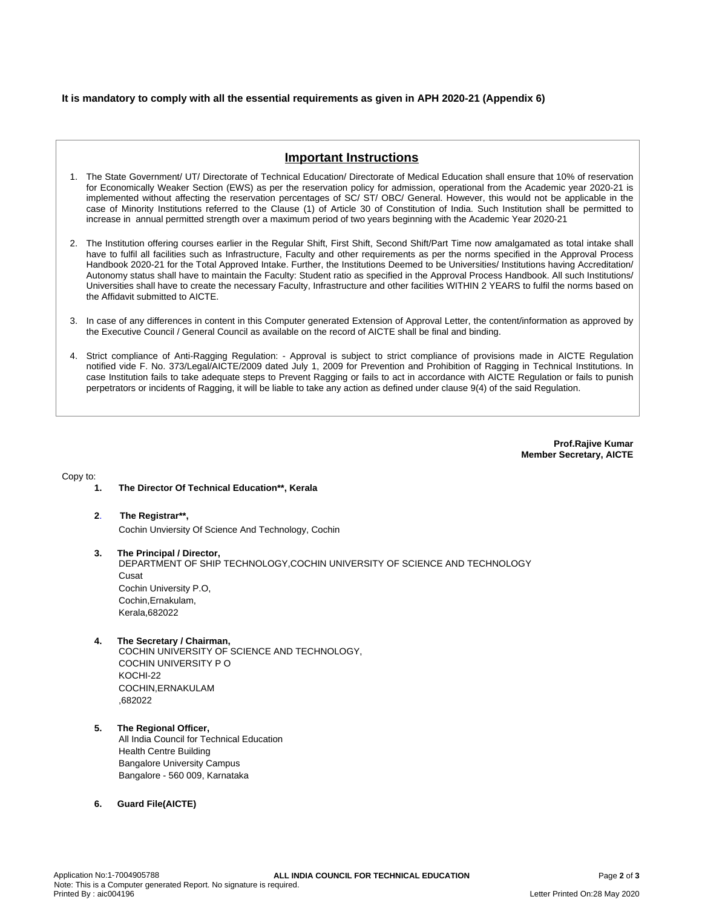**It is mandatory to comply with all the essential requirements as given in APH 2020-21 (Appendix 6)**

## Important Instructions

1. The State Government/ UT/ Directorate of Technical Education/ Directorate of Medical Education shall ensure that 10% of reservation for Economically Weaker Section (EWS) as per the reservation policy for admission, operational from the Academic year 2020-21 is implemented without affecting the reservation percentages of SC/ ST/ OBC/ General. However, this would not be applicable in the case of Minority Institutions referred to the Clause (1) of Article 30 of Constitution of India. Such Institution shall be permitted to increase in annual permitted strength over a maximum period of two years beginning with the Academic Year 2020-21

2. The Institution offering courses earlier in the Regular Shift, First Shift, Second Shift/Part Time now amalgamated as total intake shall have to fulfil all facilities such as Infrastructure, Faculty and other requirements as per the norms specified in the Approval Process Handbook 2020-21 for the Total Approved Intake. Further, the Institutions Deemed to be Universities/ Institutions having Accreditation/ Autonomy status shall have to maintain the Faculty: Student ratio as specified in the Approval Process Handbook. All such Institutions/ Universities shall have to create the necessary Faculty, Infrastructure and other facilities WITHIN 2 YEARS to fulfil the norms based on the Affidavit submitted to AICTE.

3. In case of any differences in content in this Computer generated Extension of Approval Letter, the content/information as approved by the Executive Council / General Council as available on the record of AICTE shall be final and binding.

4. Strict compliance of Anti-Ragging Regulation: - Approval is subject to strict compliance of provisions made in AICTE Regulation notified vide F. No. 373/Legal/AICTE/2009 dated July 1, 2009 for Prevention and Prohibition of Ragging in Technical Institutions. In case Institution fails to take adequate steps to Prevent Ragging or fails to act in accordance with AICTE Regulation or fails to punish perpetrators or incidents of Ragging, it will be liable to take any action as defined under clause 9(4) of the said Regulation.

**Prof.Rajive Kumar**
**Member Secretary, AICTE**

Copy to:

1. **The Director Of Technical Education\*\*, Kerala**

2. **The Registrar\*\*,**
   Cochin Unviersity Of Science And Technology, Cochin

3. **The Principal / Director,**
   DEPARTMENT OF SHIP TECHNOLOGY,COCHIN UNIVERSITY OF SCIENCE AND TECHNOLOGY
   Cusat
   Cochin University P.O,
   Cochin,Ernakulam,
   Kerala,682022

4. **The Secretary / Chairman,**
   COCHIN UNIVERSITY OF SCIENCE AND TECHNOLOGY,
   COCHIN UNIVERSITY P O
   KOCHI-22
   COCHIN,ERNAKULAM
   ,682022

5. **The Regional Officer,**
   All India Council for Technical Education
   Health Centre Building
   Bangalore University Campus
   Bangalore - 560 009, Karnataka

6. **Guard File(AICTE)**

Application No:1-7004905788
Note: This is a Computer generated Report. No signature is required.
Printed By : aic004196
Letter Printed On:28 May 2020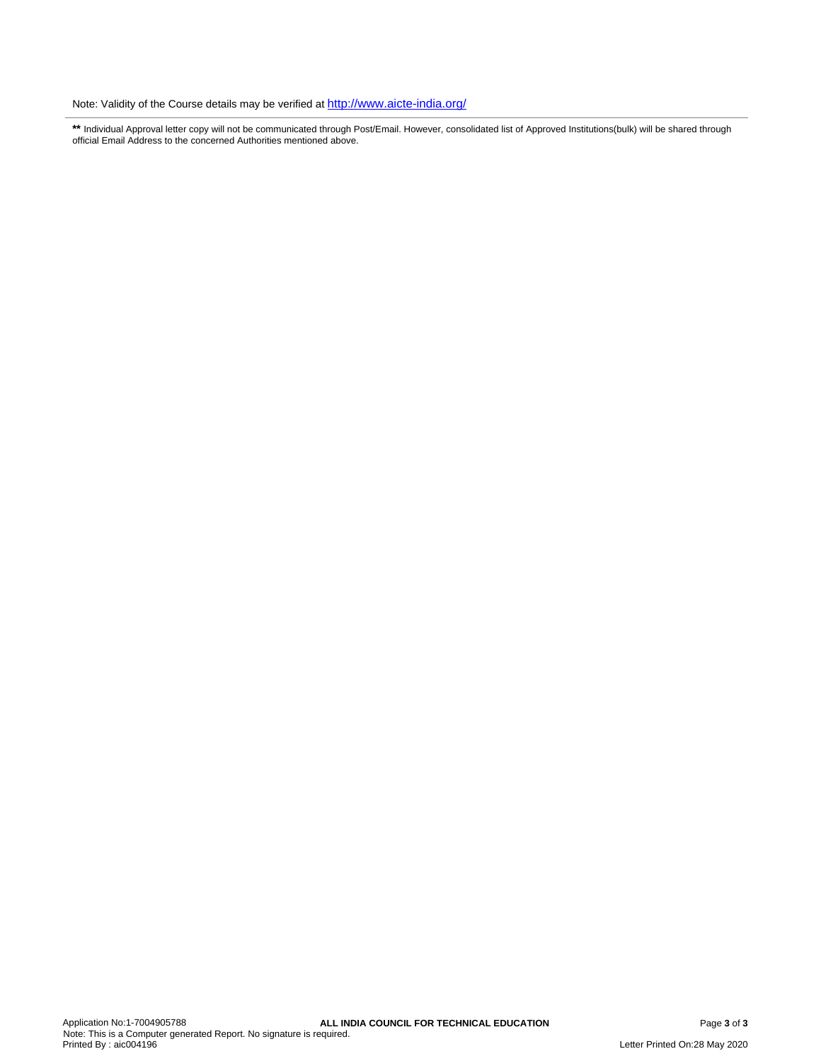Note: Validity of the Course details may be verified at http://www.aicte-india.org/

---

** Individual Approval letter copy will not be communicated through Post/Email. However, consolidated list of Approved Institutions(bulk) will be shared through official Email Address to the concerned Authorities mentioned above.